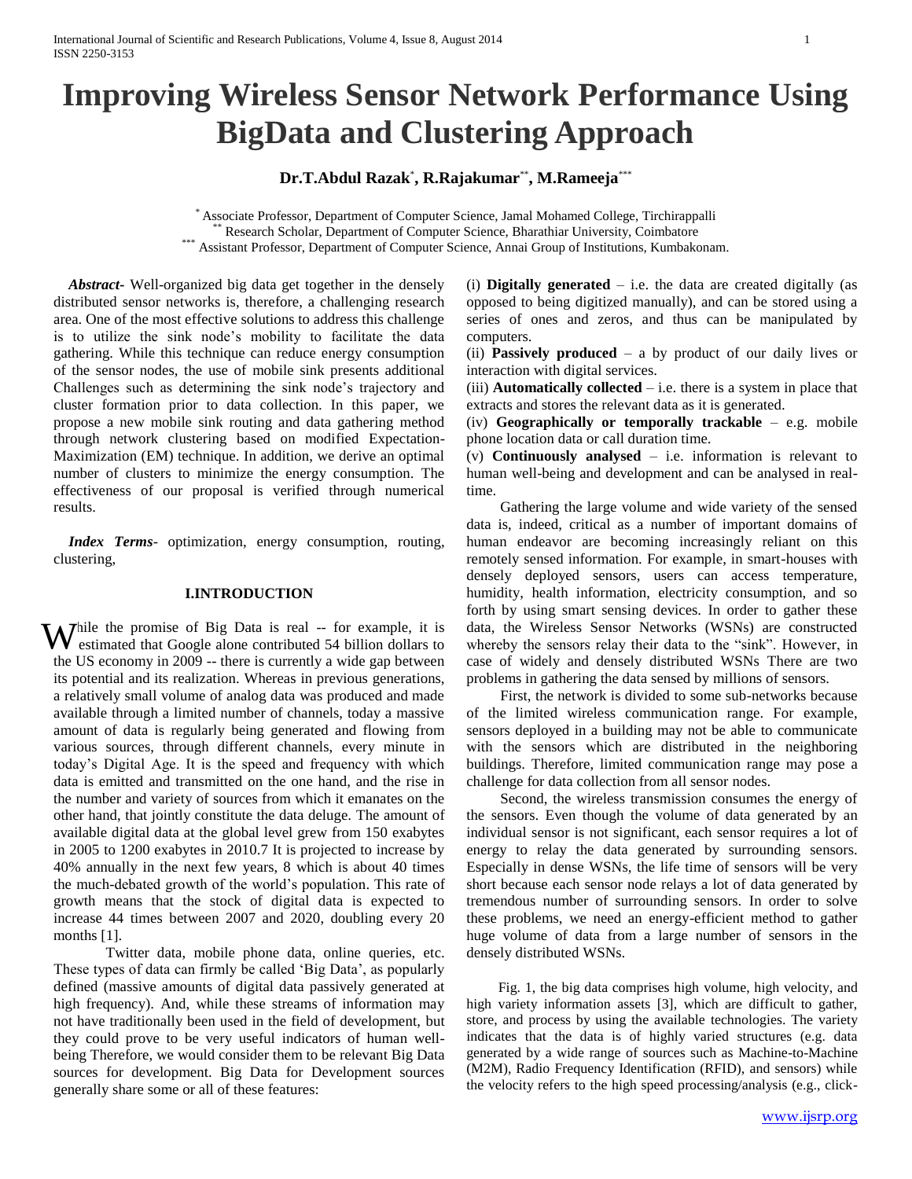# Improving Wireless Sensor Network Performance Using BigData and Clustering Approach

**Dr.T.Abdul Razak**[*], **R.Rajakumar**[**], **M.Rameeja**[***]

[*] Associate Professor, Department of Computer Science, Jamal Mohamed College, Tirchirappalli
[**] Research Scholar, Department of Computer Science, Bharathiar University, Coimbatore
[***] Assistant Professor, Department of Computer Science, Annai Group of Institutions, Kumbakonam.

***Abstract-*** Well-organized big data get together in the densely distributed sensor networks is, therefore, a challenging research area. One of the most effective solutions to address this challenge is to utilize the sink node's mobility to facilitate the data gathering. While this technique can reduce energy consumption of the sensor nodes, the use of mobile sink presents additional Challenges such as determining the sink node's trajectory and cluster formation prior to data collection. In this paper, we propose a new mobile sink routing and data gathering method through network clustering based on modified Expectation-Maximization (EM) technique. In addition, we derive an optimal number of clusters to minimize the energy consumption. The effectiveness of our proposal is verified through numerical results.

***Index Terms*****-** optimization, energy consumption, routing, clustering,

## I.INTRODUCTION

While the promise of Big Data is real -- for example, it is estimated that Google alone contributed 54 billion dollars to the US economy in 2009 -- there is currently a wide gap between its potential and its realization. Whereas in previous generations, a relatively small volume of analog data was produced and made available through a limited number of channels, today a massive amount of data is regularly being generated and flowing from various sources, through different channels, every minute in today's Digital Age. It is the speed and frequency with which data is emitted and transmitted on the one hand, and the rise in the number and variety of sources from which it emanates on the other hand, that jointly constitute the data deluge. The amount of available digital data at the global level grew from 150 exabytes in 2005 to 1200 exabytes in 2010.7 It is projected to increase by 40% annually in the next few years, 8 which is about 40 times the much-debated growth of the world's population. This rate of growth means that the stock of digital data is expected to increase 44 times between 2007 and 2020, doubling every 20 months [1].

Twitter data, mobile phone data, online queries, etc. These types of data can firmly be called 'Big Data', as popularly defined (massive amounts of digital data passively generated at high frequency). And, while these streams of information may not have traditionally been used in the field of development, but they could prove to be very useful indicators of human well-being Therefore, we would consider them to be relevant Big Data sources for development. Big Data for Development sources generally share some or all of these features:

(i) **Digitally generated** – i.e. the data are created digitally (as opposed to being digitized manually), and can be stored using a series of ones and zeros, and thus can be manipulated by computers.
(ii) **Passively produced** – a by product of our daily lives or interaction with digital services.
(iii) **Automatically collected** – i.e. there is a system in place that extracts and stores the relevant data as it is generated.
(iv) **Geographically or temporally trackable** – e.g. mobile phone location data or call duration time.
(v) **Continuously analysed** – i.e. information is relevant to human well-being and development and can be analysed in real-time.

Gathering the large volume and wide variety of the sensed data is, indeed, critical as a number of important domains of human endeavor are becoming increasingly reliant on this remotely sensed information. For example, in smart-houses with densely deployed sensors, users can access temperature, humidity, health information, electricity consumption, and so forth by using smart sensing devices. In order to gather these data, the Wireless Sensor Networks (WSNs) are constructed whereby the sensors relay their data to the "sink". However, in case of widely and densely distributed WSNs There are two problems in gathering the data sensed by millions of sensors.

First, the network is divided to some sub-networks because of the limited wireless communication range. For example, sensors deployed in a building may not be able to communicate with the sensors which are distributed in the neighboring buildings. Therefore, limited communication range may pose a challenge for data collection from all sensor nodes.

Second, the wireless transmission consumes the energy of the sensors. Even though the volume of data generated by an individual sensor is not significant, each sensor requires a lot of energy to relay the data generated by surrounding sensors. Especially in dense WSNs, the life time of sensors will be very short because each sensor node relays a lot of data generated by tremendous number of surrounding sensors. In order to solve these problems, we need an energy-efficient method to gather huge volume of data from a large number of sensors in the densely distributed WSNs.

Fig. 1, the big data comprises high volume, high velocity, and high variety information assets [3], which are difficult to gather, store, and process by using the available technologies. The variety indicates that the data is of highly varied structures (e.g. data generated by a wide range of sources such as Machine-to-Machine (M2M), Radio Frequency Identification (RFID), and sensors) while the velocity refers to the high speed processing/analysis (e.g., click-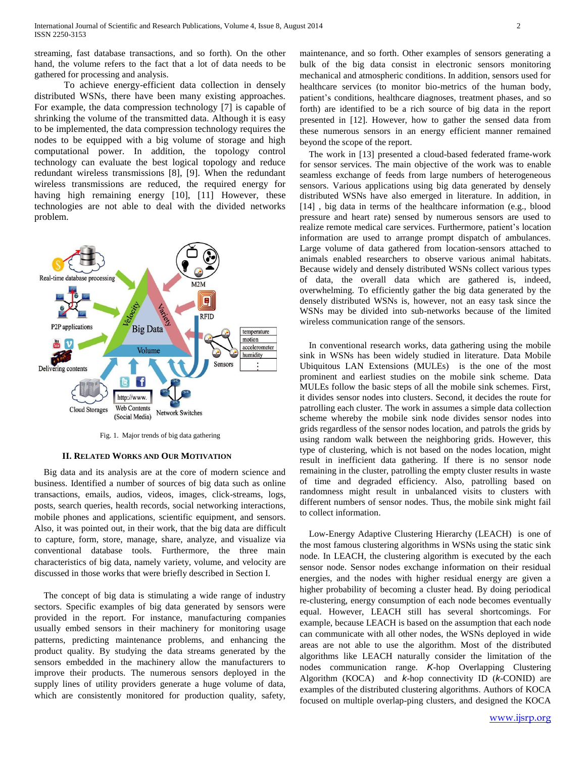streaming, fast database transactions, and so forth). On the other hand, the volume refers to the fact that a lot of data needs to be gathered for processing and analysis.

To achieve energy-efficient data collection in densely distributed WSNs, there have been many existing approaches. For example, the data compression technology [7] is capable of shrinking the volume of the transmitted data. Although it is easy to be implemented, the data compression technology requires the nodes to be equipped with a big volume of storage and high computational power. In addition, the topology control technology can evaluate the best logical topology and reduce redundant wireless transmissions [8], [9]. When the redundant wireless transmissions are reduced, the required energy for having high remaining energy [10], [11] However, these technologies are not able to deal with the divided networks problem.

Real-time database processing
M2M
RFID
P2P applications
Velocity
Variety
Big Data
Volume
temperature
motion
accelerometer
humidity
⋮
Sensors
Delivering contents
http://www.
Cloud Storages
Web Contents (Social Media)
Network Switches

Fig. 1. Major trends of big data gathering

## II. Related Works and Our Motivation

Big data and its analysis are at the core of modern science and business. Identified a number of sources of big data such as online transactions, emails, audios, videos, images, click-streams, logs, posts, search queries, health records, social networking interactions, mobile phones and applications, scientific equipment, and sensors. Also, it was pointed out, in their work, that the big data are difficult to capture, form, store, manage, share, analyze, and visualize via conventional database tools. Furthermore, the three main characteristics of big data, namely variety, volume, and velocity are discussed in those works that were briefly described in Section I.

The concept of big data is stimulating a wide range of industry sectors. Specific examples of big data generated by sensors were provided in the report. For instance, manufacturing companies usually embed sensors in their machinery for monitoring usage patterns, predicting maintenance problems, and enhancing the product quality. By studying the data streams generated by the sensors embedded in the machinery allow the manufacturers to improve their products. The numerous sensors deployed in the supply lines of utility providers generate a huge volume of data, which are consistently monitored for production quality, safety, maintenance, and so forth. Other examples of sensors generating a bulk of the big data consist in electronic sensors monitoring mechanical and atmospheric conditions. In addition, sensors used for healthcare services (to monitor bio-metrics of the human body, patient's conditions, healthcare diagnoses, treatment phases, and so forth) are identified to be a rich source of big data in the report presented in [12]. However, how to gather the sensed data from these numerous sensors in an energy efficient manner remained beyond the scope of the report.

The work in [13] presented a cloud-based federated frame-work for sensor services. The main objective of the work was to enable seamless exchange of feeds from large numbers of heterogeneous sensors. Various applications using big data generated by densely distributed WSNs have also emerged in literature. In addition, in [14] , big data in terms of the healthcare information (e.g., blood pressure and heart rate) sensed by numerous sensors are used to realize remote medical care services. Furthermore, patient's location information are used to arrange prompt dispatch of ambulances. Large volume of data gathered from location-sensors attached to animals enabled researchers to observe various animal habitats. Because widely and densely distributed WSNs collect various types of data, the overall data which are gathered is, indeed, overwhelming. To efficiently gather the big data generated by the densely distributed WSNs is, however, not an easy task since the WSNs may be divided into sub-networks because of the limited wireless communication range of the sensors.

In conventional research works, data gathering using the mobile sink in WSNs has been widely studied in literature. Data Mobile Ubiquitous LAN Extensions (MULEs) is the one of the most prominent and earliest studies on the mobile sink scheme. Data MULEs follow the basic steps of all the mobile sink schemes. First, it divides sensor nodes into clusters. Second, it decides the route for patrolling each cluster. The work in assumes a simple data collection scheme whereby the mobile sink node divides sensor nodes into grids regardless of the sensor nodes location, and patrols the grids by using random walk between the neighboring grids. However, this type of clustering, which is not based on the nodes location, might result in inefficient data gathering. If there is no sensor node remaining in the cluster, patrolling the empty cluster results in waste of time and degraded efficiency. Also, patrolling based on randomness might result in unbalanced visits to clusters with different numbers of sensor nodes. Thus, the mobile sink might fail to collect information.

Low-Energy Adaptive Clustering Hierarchy (LEACH) is one of the most famous clustering algorithms in WSNs using the static sink node. In LEACH, the clustering algorithm is executed by the each sensor node. Sensor nodes exchange information on their residual energies, and the nodes with higher residual energy are given a higher probability of becoming a cluster head. By doing periodical re-clustering, energy consumption of each node becomes eventually equal. However, LEACH still has several shortcomings. For example, because LEACH is based on the assumption that each node can communicate with all other nodes, the WSNs deployed in wide areas are not able to use the algorithm. Most of the distributed algorithms like LEACH naturally consider the limitation of the nodes communication range. *K*-hop Overlapping Clustering Algorithm (KOCA) and *k*-hop connectivity ID (*k*-CONID) are examples of the distributed clustering algorithms. Authors of KOCA focused on multiple overlap-ping clusters, and designed the KOCA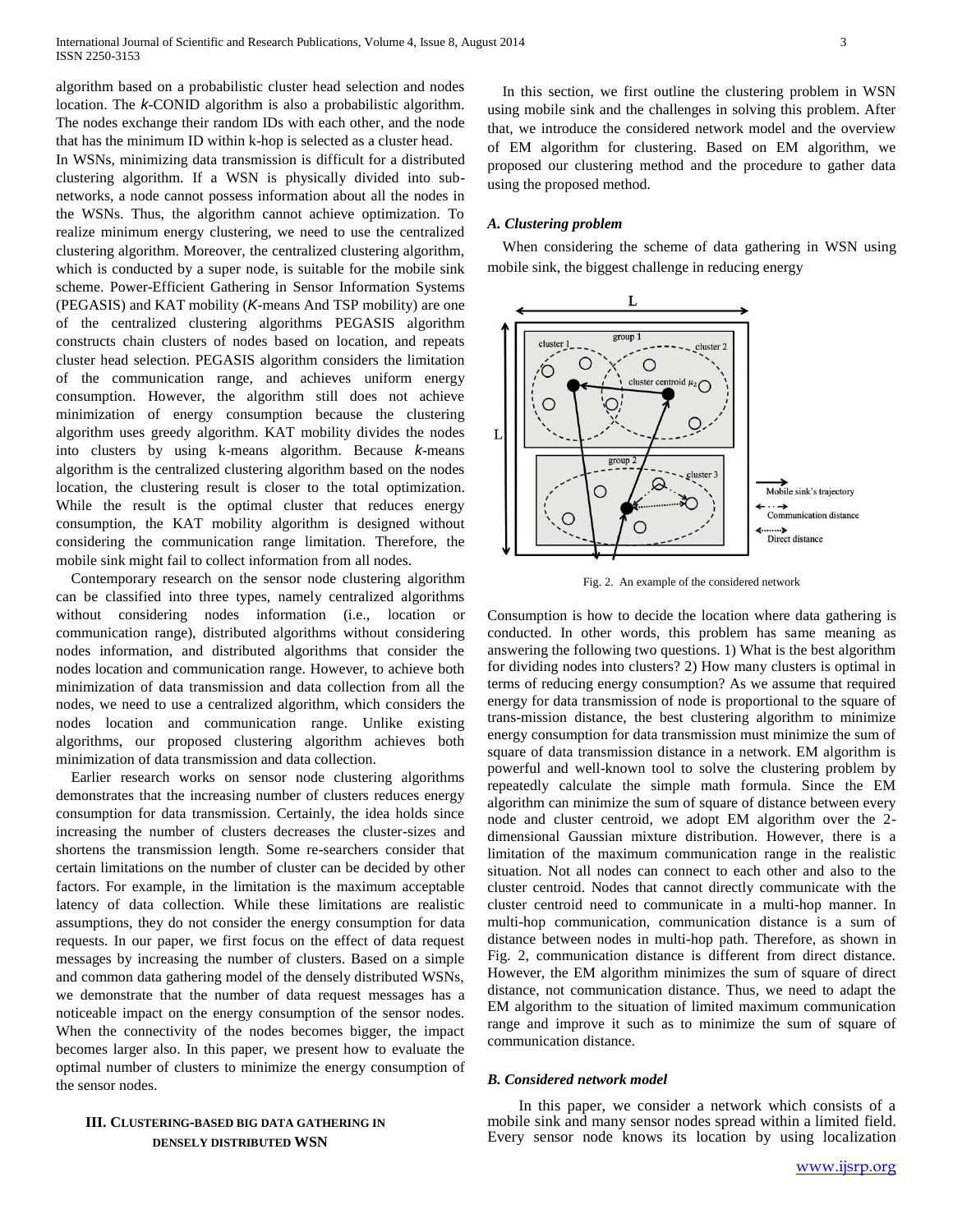algorithm based on a probabilistic cluster head selection and nodes location. The *k*-CONID algorithm is also a probabilistic algorithm. The nodes exchange their random IDs with each other, and the node that has the minimum ID within k-hop is selected as a cluster head.

In WSNs, minimizing data transmission is difficult for a distributed clustering algorithm. If a WSN is physically divided into sub-networks, a node cannot possess information about all the nodes in the WSNs. Thus, the algorithm cannot achieve optimization. To realize minimum energy clustering, we need to use the centralized clustering algorithm. Moreover, the centralized clustering algorithm, which is conducted by a super node, is suitable for the mobile sink scheme. Power-Efficient Gathering in Sensor Information Systems (PEGASIS) and KAT mobility (*K*-means And TSP mobility) are one of the centralized clustering algorithms PEGASIS algorithm constructs chain clusters of nodes based on location, and repeats cluster head selection. PEGASIS algorithm considers the limitation of the communication range, and achieves uniform energy consumption. However, the algorithm still does not achieve minimization of energy consumption because the clustering algorithm uses greedy algorithm. KAT mobility divides the nodes into clusters by using k-means algorithm. Because *k*-means algorithm is the centralized clustering algorithm based on the nodes location, the clustering result is closer to the total optimization. While the result is the optimal cluster that reduces energy consumption, the KAT mobility algorithm is designed without considering the communication range limitation. Therefore, the mobile sink might fail to collect information from all nodes.

Contemporary research on the sensor node clustering algorithm can be classified into three types, namely centralized algorithms without considering nodes information (i.e., location or communication range), distributed algorithms without considering nodes information, and distributed algorithms that consider the nodes location and communication range. However, to achieve both minimization of data transmission and data collection from all the nodes, we need to use a centralized algorithm, which considers the nodes location and communication range. Unlike existing algorithms, our proposed clustering algorithm achieves both minimization of data transmission and data collection.

Earlier research works on sensor node clustering algorithms demonstrates that the increasing number of clusters reduces energy consumption for data transmission. Certainly, the idea holds since increasing the number of clusters decreases the cluster-sizes and shortens the transmission length. Some re-searchers consider that certain limitations on the number of cluster can be decided by other factors. For example, in the limitation is the maximum acceptable latency of data collection. While these limitations are realistic assumptions, they do not consider the energy consumption for data requests. In our paper, we first focus on the effect of data request messages by increasing the number of clusters. Based on a simple and common data gathering model of the densely distributed WSNs, we demonstrate that the number of data request messages has a noticeable impact on the energy consumption of the sensor nodes. When the connectivity of the nodes becomes bigger, the impact becomes larger also. In this paper, we present how to evaluate the optimal number of clusters to minimize the energy consumption of the sensor nodes.

## III. Clustering-based Big Data Gathering in Densely Distributed WSN

In this section, we first outline the clustering problem in WSN using mobile sink and the challenges in solving this problem. After that, we introduce the considered network model and the overview of EM algorithm for clustering. Based on EM algorithm, we proposed our clustering method and the procedure to gather data using the proposed method.

### A. Clustering problem

When considering the scheme of data gathering in WSN using mobile sink, the biggest challenge in reducing energy

L

group 1

cluster 1

cluster 2

cluster centroid $\mu_2$

group 2

cluster 3

Mobile sink's trajectory

Communication distance

Direct distance

Fig. 2. An example of the considered network

Consumption is how to decide the location where data gathering is conducted. In other words, this problem has same meaning as answering the following two questions. 1) What is the best algorithm for dividing nodes into clusters? 2) How many clusters is optimal in terms of reducing energy consumption? As we assume that required energy for data transmission of node is proportional to the square of trans-mission distance, the best clustering algorithm to minimize energy consumption for data transmission must minimize the sum of square of data transmission distance in a network. EM algorithm is powerful and well-known tool to solve the clustering problem by repeatedly calculate the simple math formula. Since the EM algorithm can minimize the sum of square of distance between every node and cluster centroid, we adopt EM algorithm over the 2-dimensional Gaussian mixture distribution. However, there is a limitation of the maximum communication range in the realistic situation. Not all nodes can connect to each other and also to the cluster centroid. Nodes that cannot directly communicate with the cluster centroid need to communicate in a multi-hop manner. In multi-hop communication, communication distance is a sum of distance between nodes in multi-hop path. Therefore, as shown in Fig. 2, communication distance is different from direct distance. However, the EM algorithm minimizes the sum of square of direct distance, not communication distance. Thus, we need to adapt the EM algorithm to the situation of limited maximum communication range and improve it such as to minimize the sum of square of communication distance.

### B. Considered network model

In this paper, we consider a network which consists of a mobile sink and many sensor nodes spread within a limited field. Every sensor node knows its location by using localization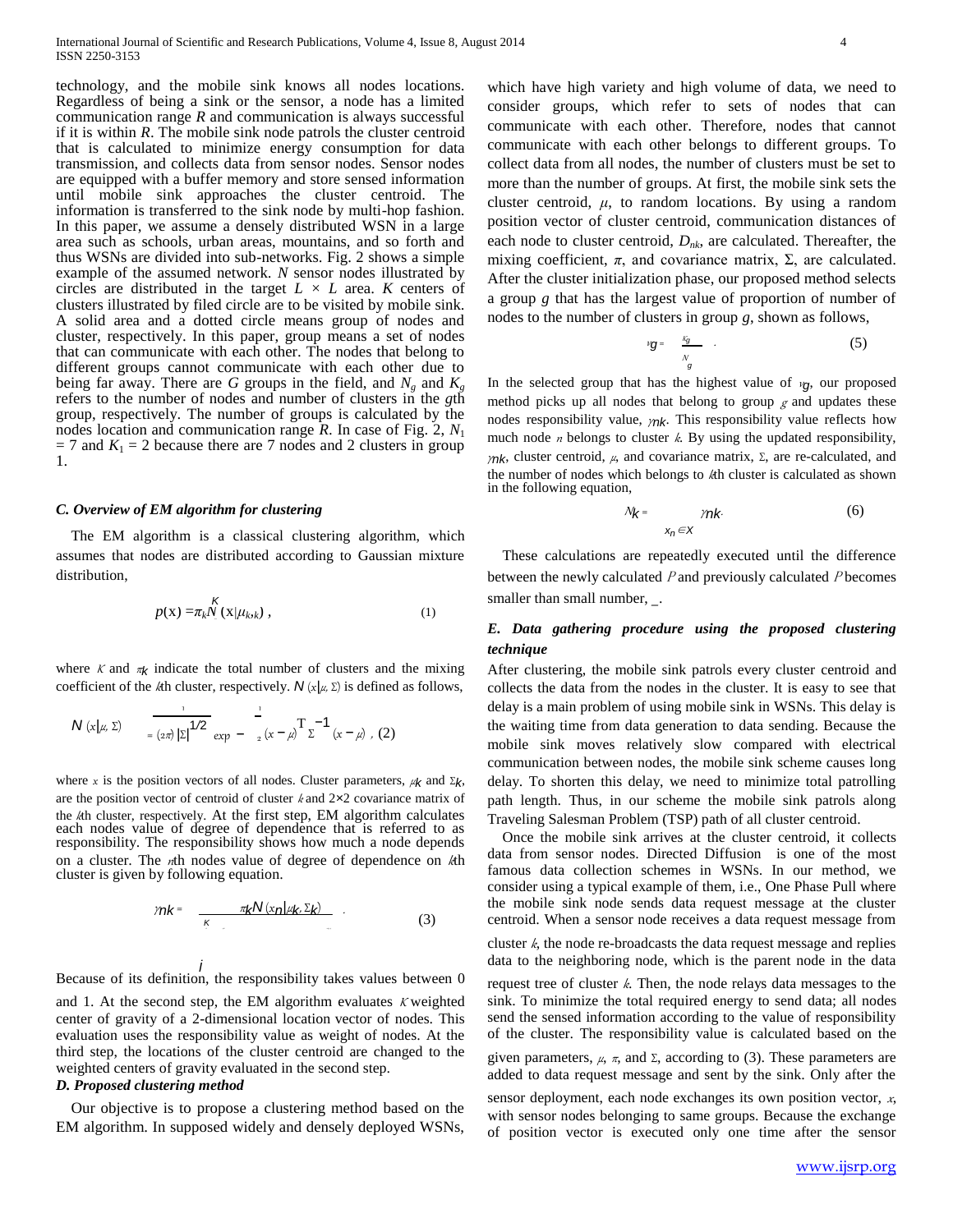technology, and the mobile sink knows all nodes locations. Regardless of being a sink or the sensor, a node has a limited communication range $R$ and communication is always successful if it is within $R$. The mobile sink node patrols the cluster centroid that is calculated to minimize energy consumption for data transmission, and collects data from sensor nodes. Sensor nodes are equipped with a buffer memory and store sensed information until mobile sink approaches the cluster centroid. The information is transferred to the sink node by multi-hop fashion. In this paper, we assume a densely distributed WSN in a large area such as schools, urban areas, mountains, and so forth and thus WSNs are divided into sub-networks. Fig. 2 shows a simple example of the assumed network. $N$ sensor nodes illustrated by circles are distributed in the target $L \times L$ area. $K$ centers of clusters illustrated by filed circle are to be visited by mobile sink. A solid area and a dotted circle means group of nodes and cluster, respectively. In this paper, group means a set of nodes that can communicate with each other. The nodes that belong to different groups cannot communicate with each other due to being far away. There are $G$ groups in the field, and $N_g$ and $K_g$ refers to the number of nodes and number of clusters in the $g$th group, respectively. The number of groups is calculated by the nodes location and communication range $R$. In case of Fig. 2, $N_1 = 7$ and $K_1 = 2$ because there are 7 nodes and 2 clusters in group 1.

### C. Overview of EM algorithm for clustering

The EM algorithm is a classical clustering algorithm, which assumes that nodes are distributed according to Gaussian mixture distribution,

$$p(\mathrm{x}) = \sum^{K} \pi_k N(\mathrm{x}|\mu_k, \Sigma_k), \tag{1}$$

where $K$ and $\pi_k$ indicate the total number of clusters and the mixing coefficient of the $k$th cluster, respectively. $N(x|\mu, \Sigma)$ is defined as follows,

$$N(x|\mu, \Sigma) = \frac{1}{(2\pi)|\Sigma|^{1/2}} \exp\left(-\frac{1}{2}(x-\mu)^{T}\Sigma^{-1}(x-\mu)\right), \tag{2}$$

where $x$ is the position vectors of all nodes. Cluster parameters, $\mu_k$ and $\Sigma_k$, are the position vector of centroid of cluster $k$ and 2×2 covariance matrix of the $k$th cluster, respectively. At the first step, EM algorithm calculates each nodes value of degree of dependence that is referred to as responsibility. The responsibility shows how much a node depends on a cluster. The $n$th nodes value of degree of dependence on $k$th cluster is given by following equation.

$$\gamma_{nk} = \frac{\pi_k N(x_n|\mu_k, \Sigma_k)}{\sum_{j}^{K} \pi_j N(x_n|\mu_j, \Sigma_j)}. \tag{3}$$

Because of its definition, the responsibility takes values between 0 and 1. At the second step, the EM algorithm evaluates $K$ weighted center of gravity of a 2-dimensional location vector of nodes. This evaluation uses the responsibility value as weight of nodes. At the third step, the locations of the cluster centroid are changed to the weighted centers of gravity evaluated in the second step.

### D. Proposed clustering method

Our objective is to propose a clustering method based on the EM algorithm. In supposed widely and densely deployed WSNs, which have high variety and high volume of data, we need to consider groups, which refer to sets of nodes that can communicate with each other. Therefore, nodes that cannot communicate with each other belongs to different groups. To collect data from all nodes, the number of clusters must be set to more than the number of groups. At first, the mobile sink sets the cluster centroid, $\mu$, to random locations. By using a random position vector of cluster centroid, communication distances of each node to cluster centroid, $D_{nk}$, are calculated. Thereafter, the mixing coefficient, $\pi$, and covariance matrix, $\Sigma$, are calculated. After the cluster initialization phase, our proposed method selects a group $g$ that has the largest value of proportion of number of nodes to the number of clusters in group $g$, shown as follows,

$$\nu_g = \frac{K_g}{N_g}. \tag{5}$$

In the selected group that has the highest value of $\nu_g$, our proposed method picks up all nodes that belong to group $g$ and updates these nodes responsibility value, $\gamma_{nk}$. This responsibility value reflects how much node $n$ belongs to cluster $k$. By using the updated responsibility, $\gamma_{nk}$, cluster centroid, $\mu$, and covariance matrix, $\Sigma$, are re-calculated, and the number of nodes which belongs to $k$th cluster is calculated as shown in the following equation,

$$N_k = \sum_{x_n \in X} \gamma_{nk}. \tag{6}$$

These calculations are repeatedly executed until the difference between the newly calculated $P$ and previously calculated $P$ becomes smaller than small number, _.

### E. Data gathering procedure using the proposed clustering technique

After clustering, the mobile sink patrols every cluster centroid and collects the data from the nodes in the cluster. It is easy to see that delay is a main problem of using mobile sink in WSNs. This delay is the waiting time from data generation to data sending. Because the mobile sink moves relatively slow compared with electrical communication between nodes, the mobile sink scheme causes long delay. To shorten this delay, we need to minimize total patrolling path length. Thus, in our scheme the mobile sink patrols along Traveling Salesman Problem (TSP) path of all cluster centroid.

Once the mobile sink arrives at the cluster centroid, it collects data from sensor nodes. Directed Diffusion is one of the most famous data collection schemes in WSNs. In our method, we consider using a typical example of them, i.e., One Phase Pull where the mobile sink node sends data request message at the cluster centroid. When a sensor node receives a data request message from cluster $k$, the node re-broadcasts the data request message and replies data to the neighboring node, which is the parent node in the data request tree of cluster $k$. Then, the node relays data messages to the sink. To minimize the total required energy to send data; all nodes send the sensed information according to the value of responsibility of the cluster. The responsibility value is calculated based on the given parameters, $\mu$, $\pi$, and $\Sigma$, according to (3). These parameters are added to data request message and sent by the sink. Only after the sensor deployment, each node exchanges its own position vector, $x$, with sensor nodes belonging to same groups. Because the exchange of position vector is executed only one time after the sensor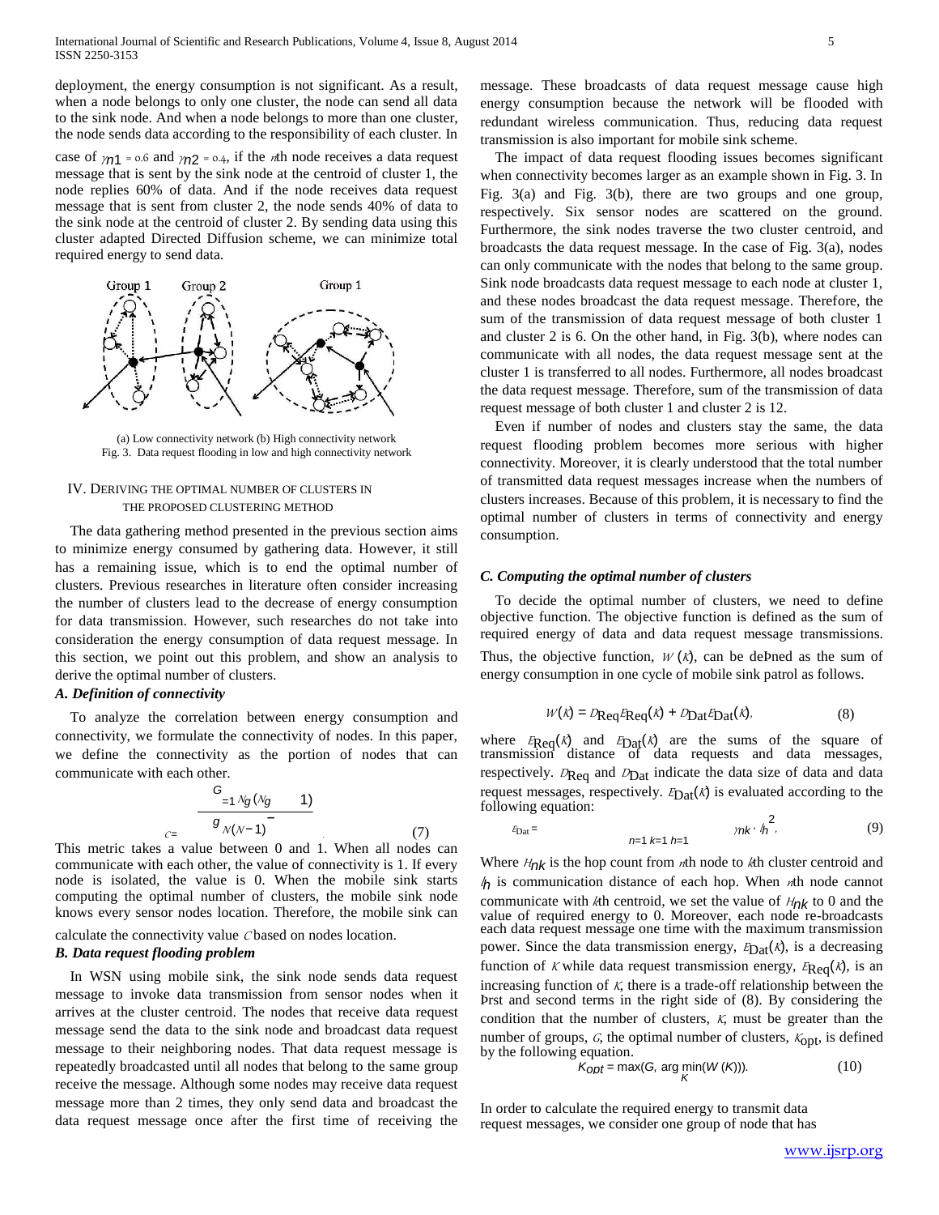deployment, the energy consumption is not significant. As a result, when a node belongs to only one cluster, the node can send all data to the sink node. And when a node belongs to more than one cluster, the node sends data according to the responsibility of each cluster. In case of $\gamma_{n1} = 0.6$ and $\gamma_{n2} = 0.4$, if the $n$th node receives a data request message that is sent by the sink node at the centroid of cluster 1, the node replies 60% of data. And if the node receives data request message that is sent from cluster 2, the node sends 40% of data to the sink node at the centroid of cluster 2. By sending data using this cluster adapted Directed Diffusion scheme, we can minimize total required energy to send data.

(a) Low connectivity network (b) High connectivity network

Fig. 3. Data request flooding in low and high connectivity network

## IV. Deriving the Optimal Number of Clusters in the Proposed Clustering Method

The data gathering method presented in the previous section aims to minimize energy consumed by gathering data. However, it still has a remaining issue, which is to end the optimal number of clusters. Previous researches in literature often consider increasing the number of clusters lead to the decrease of energy consumption for data transmission. However, such researches do not take into consideration the energy consumption of data request message. In this section, we point out this problem, and show an analysis to derive the optimal number of clusters.

### *A. Definition of connectivity*

To analyze the correlation between energy consumption and connectivity, we formulate the connectivity of nodes. In this paper, we define the connectivity as the portion of nodes that can communicate with each other.

$$C = \frac{\sum_{g=1}^{G} N_g (N_g - 1)}{N(N-1)} \qquad (7)$$

This metric takes a value between 0 and 1. When all nodes can communicate with each other, the value of connectivity is 1. If every node is isolated, the value is 0. When the mobile sink starts computing the optimal number of clusters, the mobile sink node knows every sensor nodes location. Therefore, the mobile sink can calculate the connectivity value $C$ based on nodes location.

### *B. Data request flooding problem*

In WSN using mobile sink, the sink node sends data request message to invoke data transmission from sensor nodes when it arrives at the cluster centroid. The nodes that receive data request message send the data to the sink node and broadcast data request message to their neighboring nodes. That data request message is repeatedly broadcasted until all nodes that belong to the same group receive the message. Although some nodes may receive data request message more than 2 times, they only send data and broadcast the data request message once after the first time of receiving the message. These broadcasts of data request message cause high energy consumption because the network will be flooded with redundant wireless communication. Thus, reducing data request transmission is also important for mobile sink scheme.

The impact of data request flooding issues becomes significant when connectivity becomes larger as an example shown in Fig. 3. In Fig. 3(a) and Fig. 3(b), there are two groups and one group, respectively. Six sensor nodes are scattered on the ground. Furthermore, the sink nodes traverse the two cluster centroid, and broadcasts the data request message. In the case of Fig. 3(a), nodes can only communicate with the nodes that belong to the same group. Sink node broadcasts data request message to each node at cluster 1, and these nodes broadcast the data request message. Therefore, the sum of the transmission of data request message of both cluster 1 and cluster 2 is 6. On the other hand, in Fig. 3(b), where nodes can communicate with all nodes, the data request message sent at the cluster 1 is transferred to all nodes. Furthermore, all nodes broadcast the data request message. Therefore, sum of the transmission of data request message of both cluster 1 and cluster 2 is 12.

Even if number of nodes and clusters stay the same, the data request flooding problem becomes more serious with higher connectivity. Moreover, it is clearly understood that the total number of transmitted data request messages increase when the numbers of clusters increases. Because of this problem, it is necessary to find the optimal number of clusters in terms of connectivity and energy consumption.

### *C. Computing the optimal number of clusters*

To decide the optimal number of clusters, we need to define objective function. The objective function is defined as the sum of required energy of data and data request message transmissions. Thus, the objective function, $W(K)$, can be deÞned as the sum of energy consumption in one cycle of mobile sink patrol as follows.

$$W(K) = D_{\text{Req}} E_{\text{Req}}(K) + D_{\text{Dat}} E_{\text{Dat}}(K), \qquad (8)$$

where $E_{\text{Req}}(K)$ and $E_{\text{Dat}}(K)$ are the sums of the square of transmission distance of data requests and data messages, respectively. $D_{\text{Req}}$ and $D_{\text{Dat}}$ indicate the data size of data and data request messages, respectively. $E_{\text{Dat}}(K)$ is evaluated according to the following equation:

$$E_{\text{Dat}} = \sum_{n=1}^{N} \sum_{k=1}^{K} \sum_{h=1}^{H_{nk}} \gamma_{nk} \cdot l_h^2, \qquad (9)$$

Where $H_{nk}$ is the hop count from $n$th node to $k$th cluster centroid and $l_h$ is communication distance of each hop. When $n$th node cannot communicate with $k$th centroid, we set the value of $H_{nk}$ to 0 and the value of required energy to 0. Moreover, each node re-broadcasts each data request message one time with the maximum transmission power. Since the data transmission energy, $E_{\text{Dat}}(K)$, is a decreasing function of $K$ while data request transmission energy, $E_{\text{Req}}(K)$, is an increasing function of $K$, there is a trade-off relationship between the Þrst and second terms in the right side of (8). By considering the condition that the number of clusters, $K$, must be greater than the number of groups, $G$, the optimal number of clusters, $K_{\text{opt}}$, is defined by the following equation.

$$K_{opt} = \max(G, \arg\min_{K}(W(K))). \qquad (10)$$

In order to calculate the required energy to transmit data request messages, we consider one group of node that has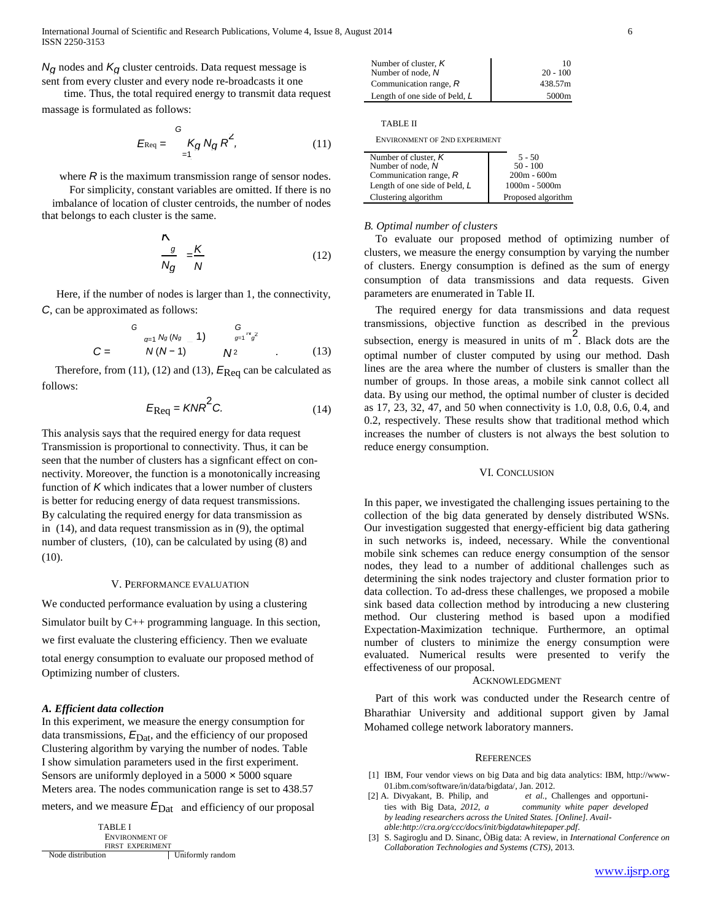$N_g$ nodes and $K_g$ cluster centroids. Data request message is sent from every cluster and every node re-broadcasts it one time. Thus, the total required energy to transmit data request massage is formulated as follows:

$$E_{\mathrm{Req}} = \sum_{g=1}^{G} K_g N_g R^2, \tag{11}$$

where $R$ is the maximum transmission range of sensor nodes. For simplicity, constant variables are omitted. If there is no imbalance of location of cluster centroids, the number of nodes that belongs to each cluster is the same.

$$\frac{K_g}{N_g} = \frac{K}{N} \tag{12}$$

Here, if the number of nodes is larger than 1, the connectivity, $C$, can be approximated as follows:

$$C = \frac{\sum_{g=1}^{G} N_g (N_g - 1)}{N(N-1)} \approx \frac{\sum_{g=1}^{G} N_g^2}{N^2}. \tag{13}$$

Therefore, from (11), (12) and (13), $E_{\mathrm{Req}}$ can be calculated as follows:

$$E_{\mathrm{Req}} = KNR^2 C. \tag{14}$$

This analysis says that the required energy for data request Transmission is proportional to connectivity. Thus, it can be seen that the number of clusters has a signficant effect on connectivity. Moreover, the function is a monotonically increasing function of $K$ which indicates that a lower number of clusters is better for reducing energy of data request transmissions. By calculating the required energy for data transmission as in (14), and data request transmission as in (9), the optimal number of clusters, (10), can be calculated by using (8) and (10).

## V. Performance Evaluation

We conducted performance evaluation by using a clustering Simulator built by C++ programming language. In this section, we first evaluate the clustering efficiency. Then we evaluate total energy consumption to evaluate our proposed method of Optimizing number of clusters.

### *A. Efficient data collection*

In this experiment, we measure the energy consumption for data transmissions, $E_{\mathrm{Dat}}$, and the efficiency of our proposed Clustering algorithm by varying the number of nodes. Table I show simulation parameters used in the first experiment. Sensors are uniformly deployed in a 5000 × 5000 square Meters area. The nodes communication range is set to 438.57 meters, and we measure $E_{\mathrm{Dat}}$ and efficiency of our proposal

TABLE I
Environment of first experiment

| | |
|---|---|
| Node distribution | Uniformly random |
| Number of cluster, $K$ | 10 |
| Number of node, $N$ | 20 - 100 |
| Communication range, $R$ | 438.57m |
| Length of one side of field, $L$ | 5000m |

TABLE II
Environment of 2nd experiment

| | |
|---|---|
| Number of cluster, $K$ | 5 - 50 |
| Number of node, $N$ | 50 - 100 |
| Communication range, $R$ | 200m - 600m |
| Length of one side of field, $L$ | 1000m - 5000m |
| Clustering algorithm | Proposed algorithm |

### *B. Optimal number of clusters*

To evaluate our proposed method of optimizing number of clusters, we measure the energy consumption by varying the number of clusters. Energy consumption is defined as the sum of energy consumption of data transmissions and data requests. Given parameters are enumerated in Table II.

The required energy for data transmissions and data request transmissions, objective function as described in the previous subsection, energy is measured in units of $m^2$. Black dots are the optimal number of cluster computed by using our method. Dash lines are the area where the number of clusters is smaller than the number of groups. In those areas, a mobile sink cannot collect all data. By using our method, the optimal number of cluster is decided as 17, 23, 32, 47, and 50 when connectivity is 1.0, 0.8, 0.6, 0.4, and 0.2, respectively. These results show that traditional method which increases the number of clusters is not always the best solution to reduce energy consumption.

## VI. Conclusion

In this paper, we investigated the challenging issues pertaining to the collection of the big data generated by densely distributed WSNs. Our investigation suggested that energy-efficient big data gathering in such networks is, indeed, necessary. While the conventional mobile sink schemes can reduce energy consumption of the sensor nodes, they lead to a number of additional challenges such as determining the sink nodes trajectory and cluster formation prior to data collection. To ad-dress these challenges, we proposed a mobile sink based data collection method by introducing a new clustering method. Our clustering method is based upon a modified Expectation-Maximization technique. Furthermore, an optimal number of clusters to minimize the energy consumption were evaluated. Numerical results were presented to verify the effectiveness of our proposal.

## Acknowledgment

Part of this work was conducted under the Research centre of Bharathiar University and additional support given by Jamal Mohamed college network laboratory manners.

## References

[1] IBM, Four vendor views on big Data and big data analytics: IBM, http://www-01.ibm.com/software/in/data/bigdata/, Jan. 2012.

[2] A. Divyakant, B. Philip, and *et al.*, Challenges and opportunities with Big Data, *2012, a community white paper developed by leading researchers across the United States. [Online]. Available:http://cra.org/ccc/docs/init/bigdatawhitepaper.pdf*.

[3] S. Sagiroglu and D. Sinanc, ÒBig data: A review, in *International Conference on Collaboration Technologies and Systems (CTS)*, 2013.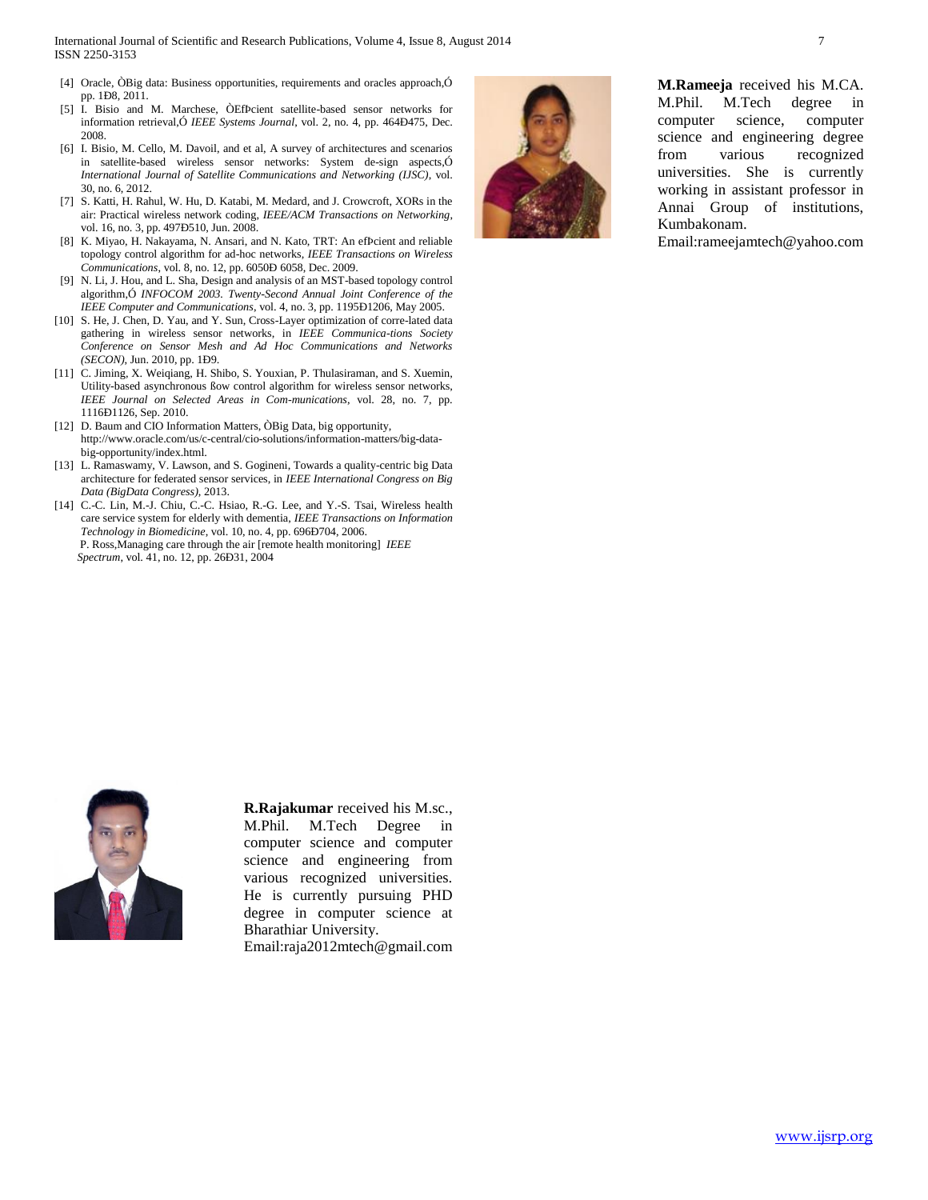[4] Oracle, ÒBig data: Business opportunities, requirements and oracles approach,Ó pp. 1Ð8, 2011.

[5] I. Bisio and M. Marchese, ÒEfÞcient satellite-based sensor networks for information retrieval,Ó *IEEE Systems Journal*, vol. 2, no. 4, pp. 464Ð475, Dec. 2008.

[6] I. Bisio, M. Cello, M. Davoil, and et al, A survey of architectures and scenarios in satellite-based wireless sensor networks: System de-sign aspects,Ó *International Journal of Satellite Communications and Networking (IJSC)*, vol. 30, no. 6, 2012.

[7] S. Katti, H. Rahul, W. Hu, D. Katabi, M. Medard, and J. Crowcroft, XORs in the air: Practical wireless network coding, *IEEE/ACM Transactions on Networking*, vol. 16, no. 3, pp. 497Ð510, Jun. 2008.

[8] K. Miyao, H. Nakayama, N. Ansari, and N. Kato, TRT: An efÞcient and reliable topology control algorithm for ad-hoc networks, *IEEE Transactions on Wireless Communications*, vol. 8, no. 12, pp. 6050Ð 6058, Dec. 2009.

[9] N. Li, J. Hou, and L. Sha, Design and analysis of an MST-based topology control algorithm,Ó *INFOCOM 2003. Twenty-Second Annual Joint Conference of the IEEE Computer and Communications*, vol. 4, no. 3, pp. 1195Ð1206, May 2005.

[10] S. He, J. Chen, D. Yau, and Y. Sun, Cross-Layer optimization of corre-lated data gathering in wireless sensor networks, in *IEEE Communica-tions Society Conference on Sensor Mesh and Ad Hoc Communications and Networks (SECON)*, Jun. 2010, pp. 1Ð9.

[11] C. Jiming, X. Weiqiang, H. Shibo, S. Youxian, P. Thulasiraman, and S. Xuemin, Utility-based asynchronous ßow control algorithm for wireless sensor networks, *IEEE Journal on Selected Areas in Com-munications*, vol. 28, no. 7, pp. 1116Ð1126, Sep. 2010.

[12] D. Baum and CIO Information Matters, ÒBig Data, big opportunity, http://www.oracle.com/us/c-central/cio-solutions/information-matters/big-data-big-opportunity/index.html.

[13] L. Ramaswamy, V. Lawson, and S. Gogineni, Towards a quality-centric big Data architecture for federated sensor services, in *IEEE International Congress on Big Data (BigData Congress)*, 2013.

[14] C.-C. Lin, M.-J. Chiu, C.-C. Hsiao, R.-G. Lee, and Y.-S. Tsai, Wireless health care service system for elderly with dementia, *IEEE Transactions on Information Technology in Biomedicine*, vol. 10, no. 4, pp. 696Ð704, 2006.
P. Ross,Managing care through the air [remote health monitoring] *IEEE Spectrum*, vol. 41, no. 12, pp. 26Ð31, 2004

**M.Rameeja** received his M.CA. M.Phil. M.Tech degree in computer science, computer science and engineering degree from various recognized universities. She is currently working in assistant professor in Annai Group of institutions, Kumbakonam.
Email:rameejamtech@yahoo.com

**R.Rajakumar** received his M.sc., M.Phil. M.Tech Degree in computer science and computer science and engineering from various recognized universities. He is currently pursuing PHD degree in computer science at Bharathiar University.
Email:raja2012mtech@gmail.com